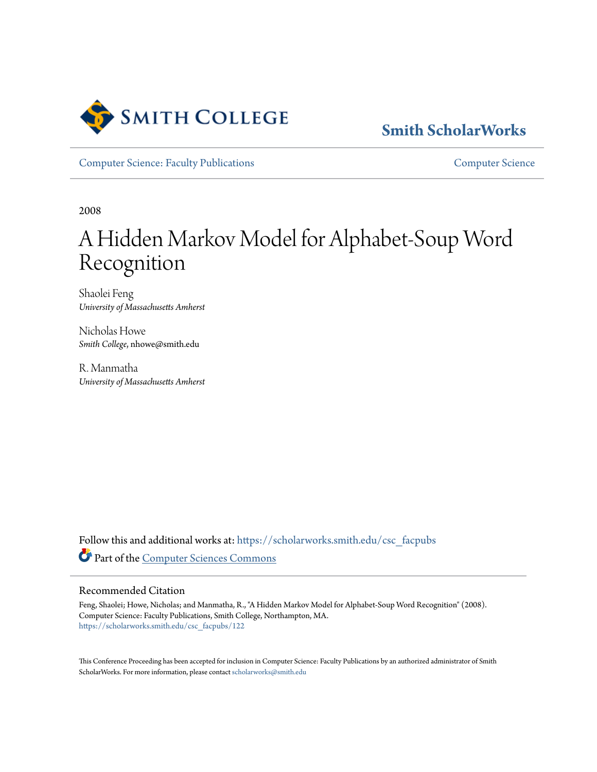Smith College

# Smith ScholarWorks

Computer Science: Faculty Publications

Computer Science

2008

# A Hidden Markov Model for Alphabet-Soup Word Recognition

Shaolei Feng
*University of Massachusetts Amherst*

Nicholas Howe
*Smith College*, nhowe@smith.edu

R. Manmatha
*University of Massachusetts Amherst*

Follow this and additional works at: https://scholarworks.smith.edu/csc_facpubs

Part of the Computer Sciences Commons

## Recommended Citation

Feng, Shaolei; Howe, Nicholas; and Manmatha, R., "A Hidden Markov Model for Alphabet-Soup Word Recognition" (2008). Computer Science: Faculty Publications, Smith College, Northampton, MA.
https://scholarworks.smith.edu/csc_facpubs/122

This Conference Proceeding has been accepted for inclusion in Computer Science: Faculty Publications by an authorized administrator of Smith ScholarWorks. For more information, please contact scholarworks@smith.edu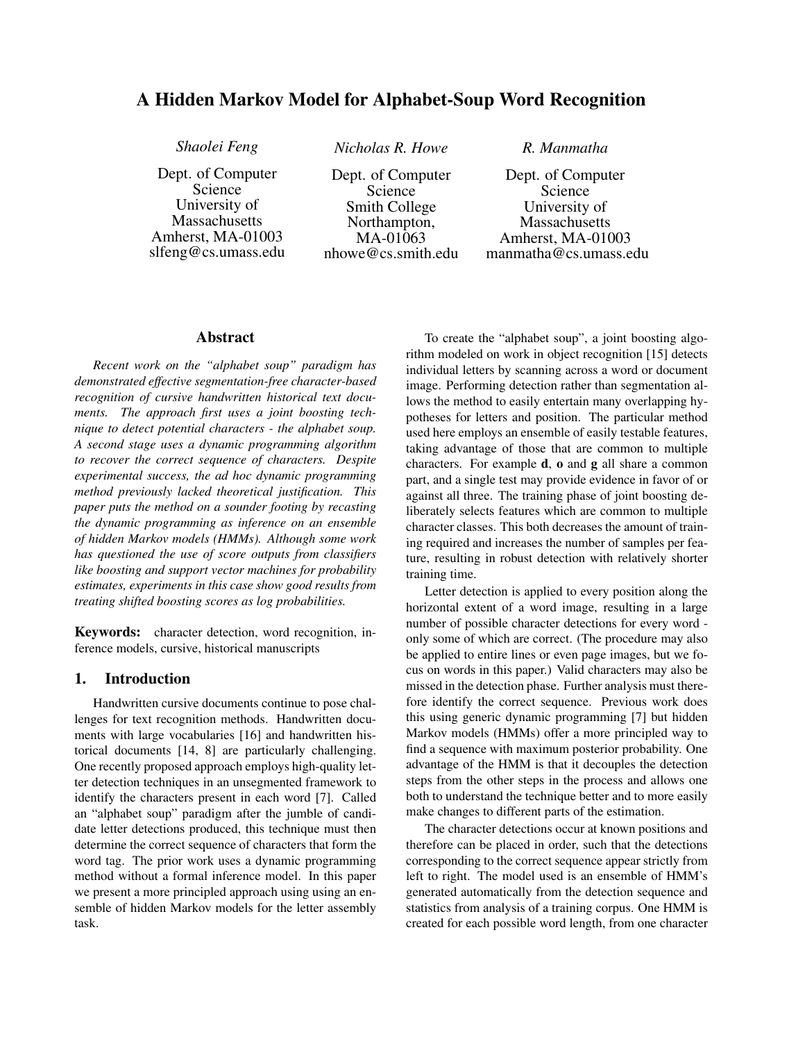# A Hidden Markov Model for Alphabet-Soup Word Recognition

*Shaolei Feng*
Dept. of Computer Science
University of Massachusetts
Amherst, MA-01003
slfeng@cs.umass.edu

*Nicholas R. Howe*
Dept. of Computer Science
Smith College
Northampton, MA-01063
nhowe@cs.smith.edu

*R. Manmatha*
Dept. of Computer Science
University of Massachusetts
Amherst, MA-01003
manmatha@cs.umass.edu

## Abstract

*Recent work on the "alphabet soup" paradigm has demonstrated effective segmentation-free character-based recognition of cursive handwritten historical text documents. The approach first uses a joint boosting technique to detect potential characters - the alphabet soup. A second stage uses a dynamic programming algorithm to recover the correct sequence of characters. Despite experimental success, the ad hoc dynamic programming method previously lacked theoretical justification. This paper puts the method on a sounder footing by recasting the dynamic programming as inference on an ensemble of hidden Markov models (HMMs). Although some work has questioned the use of score outputs from classifiers like boosting and support vector machines for probability estimates, experiments in this case show good results from treating shifted boosting scores as log probabilities.*

**Keywords:** character detection, word recognition, inference models, cursive, historical manuscripts

## 1. Introduction

Handwritten cursive documents continue to pose challenges for text recognition methods. Handwritten documents with large vocabularies [16] and handwritten historical documents [14, 8] are particularly challenging. One recently proposed approach employs high-quality letter detection techniques in an unsegmented framework to identify the characters present in each word [7]. Called an "alphabet soup" paradigm after the jumble of candidate letter detections produced, this technique must then determine the correct sequence of characters that form the word tag. The prior work uses a dynamic programming method without a formal inference model. In this paper we present a more principled approach using using an ensemble of hidden Markov models for the letter assembly task.

To create the "alphabet soup", a joint boosting algorithm modeled on work in object recognition [15] detects individual letters by scanning across a word or document image. Performing detection rather than segmentation allows the method to easily entertain many overlapping hypotheses for letters and position. The particular method used here employs an ensemble of easily testable features, taking advantage of those that are common to multiple characters. For example **d**, **o** and **g** all share a common part, and a single test may provide evidence in favor of or against all three. The training phase of joint boosting deliberately selects features which are common to multiple character classes. This both decreases the amount of training required and increases the number of samples per feature, resulting in robust detection with relatively shorter training time.

Letter detection is applied to every position along the horizontal extent of a word image, resulting in a large number of possible character detections for every word - only some of which are correct. (The procedure may also be applied to entire lines or even page images, but we focus on words in this paper.) Valid characters may also be missed in the detection phase. Further analysis must therefore identify the correct sequence. Previous work does this using generic dynamic programming [7] but hidden Markov models (HMMs) offer a more principled way to find a sequence with maximum posterior probability. One advantage of the HMM is that it decouples the detection steps from the other steps in the process and allows one both to understand the technique better and to more easily make changes to different parts of the estimation.

The character detections occur at known positions and therefore can be placed in order, such that the detections corresponding to the correct sequence appear strictly from left to right. The model used is an ensemble of HMM's generated automatically from the detection sequence and statistics from analysis of a training corpus. One HMM is created for each possible word length, from one character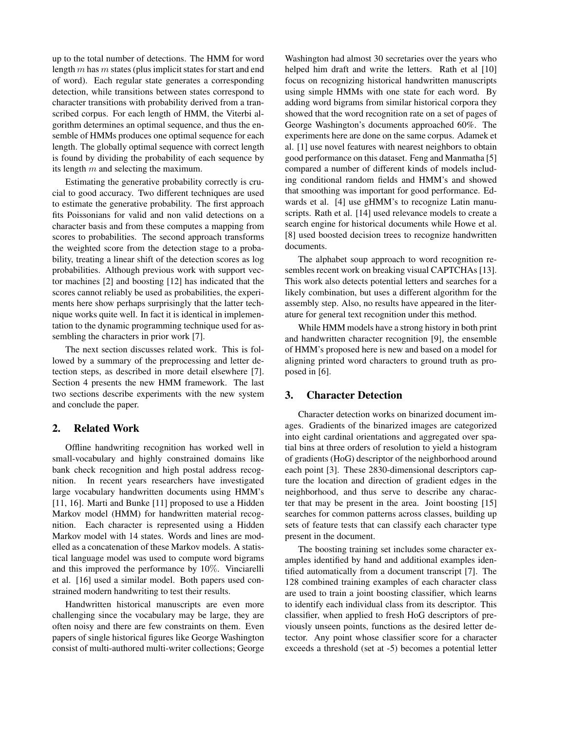up to the total number of detections. The HMM for word length $m$ has $m$ states (plus implicit states for start and end of word). Each regular state generates a corresponding detection, while transitions between states correspond to character transitions with probability derived from a transcribed corpus. For each length of HMM, the Viterbi algorithm determines an optimal sequence, and thus the ensemble of HMMs produces one optimal sequence for each length. The globally optimal sequence with correct length is found by dividing the probability of each sequence by its length $m$ and selecting the maximum.

Estimating the generative probability correctly is crucial to good accuracy. Two different techniques are used to estimate the generative probability. The first approach fits Poissonians for valid and non valid detections on a character basis and from these computes a mapping from scores to probabilities. The second approach transforms the weighted score from the detection stage to a probability, treating a linear shift of the detection scores as log probabilities. Although previous work with support vector machines [2] and boosting [12] has indicated that the scores cannot reliably be used as probabilities, the experiments here show perhaps surprisingly that the latter technique works quite well. In fact it is identical in implementation to the dynamic programming technique used for assembling the characters in prior work [7].

The next section discusses related work. This is followed by a summary of the preprocessing and letter detection steps, as described in more detail elsewhere [7]. Section 4 presents the new HMM framework. The last two sections describe experiments with the new system and conclude the paper.

## 2. Related Work

Offline handwriting recognition has worked well in small-vocabulary and highly constrained domains like bank check recognition and high postal address recognition. In recent years researchers have investigated large vocabulary handwritten documents using HMM's [11, 16]. Marti and Bunke [11] proposed to use a Hidden Markov model (HMM) for handwritten material recognition. Each character is represented using a Hidden Markov model with 14 states. Words and lines are modelled as a concatenation of these Markov models. A statistical language model was used to compute word bigrams and this improved the performance by 10%. Vinciarelli et al. [16] used a similar model. Both papers used constrained modern handwriting to test their results.

Handwritten historical manuscripts are even more challenging since the vocabulary may be large, they are often noisy and there are few constraints on them. Even papers of single historical figures like George Washington consist of multi-authored multi-writer collections; George Washington had almost 30 secretaries over the years who helped him draft and write the letters. Rath et al [10] focus on recognizing historical handwritten manuscripts using simple HMMs with one state for each word. By adding word bigrams from similar historical corpora they showed that the word recognition rate on a set of pages of George Washington's documents approached 60%. The experiments here are done on the same corpus. Adamek et al. [1] use novel features with nearest neighbors to obtain good performance on this dataset. Feng and Manmatha [5] compared a number of different kinds of models including conditional random fields and HMM's and showed that smoothing was important for good performance. Edwards et al. [4] use gHMM's to recognize Latin manuscripts. Rath et al. [14] used relevance models to create a search engine for historical documents while Howe et al. [8] used boosted decision trees to recognize handwritten documents.

The alphabet soup approach to word recognition resembles recent work on breaking visual CAPTCHAs [13]. This work also detects potential letters and searches for a likely combination, but uses a different algorithm for the assembly step. Also, no results have appeared in the literature for general text recognition under this method.

While HMM models have a strong history in both print and handwritten character recognition [9], the ensemble of HMM's proposed here is new and based on a model for aligning printed word characters to ground truth as proposed in [6].

## 3. Character Detection

Character detection works on binarized document images. Gradients of the binarized images are categorized into eight cardinal orientations and aggregated over spatial bins at three orders of resolution to yield a histogram of gradients (HoG) descriptor of the neighborhood around each point [3]. These 2830-dimensional descriptors capture the location and direction of gradient edges in the neighborhood, and thus serve to describe any character that may be present in the area. Joint boosting [15] searches for common patterns across classes, building up sets of feature tests that can classify each character type present in the document.

The boosting training set includes some character examples identified by hand and additional examples identified automatically from a document transcript [7]. The 128 combined training examples of each character class are used to train a joint boosting classifier, which learns to identify each individual class from its descriptor. This classifier, when applied to fresh HoG descriptors of previously unseen points, functions as the desired letter detector. Any point whose classifier score for a character exceeds a threshold (set at -5) becomes a potential letter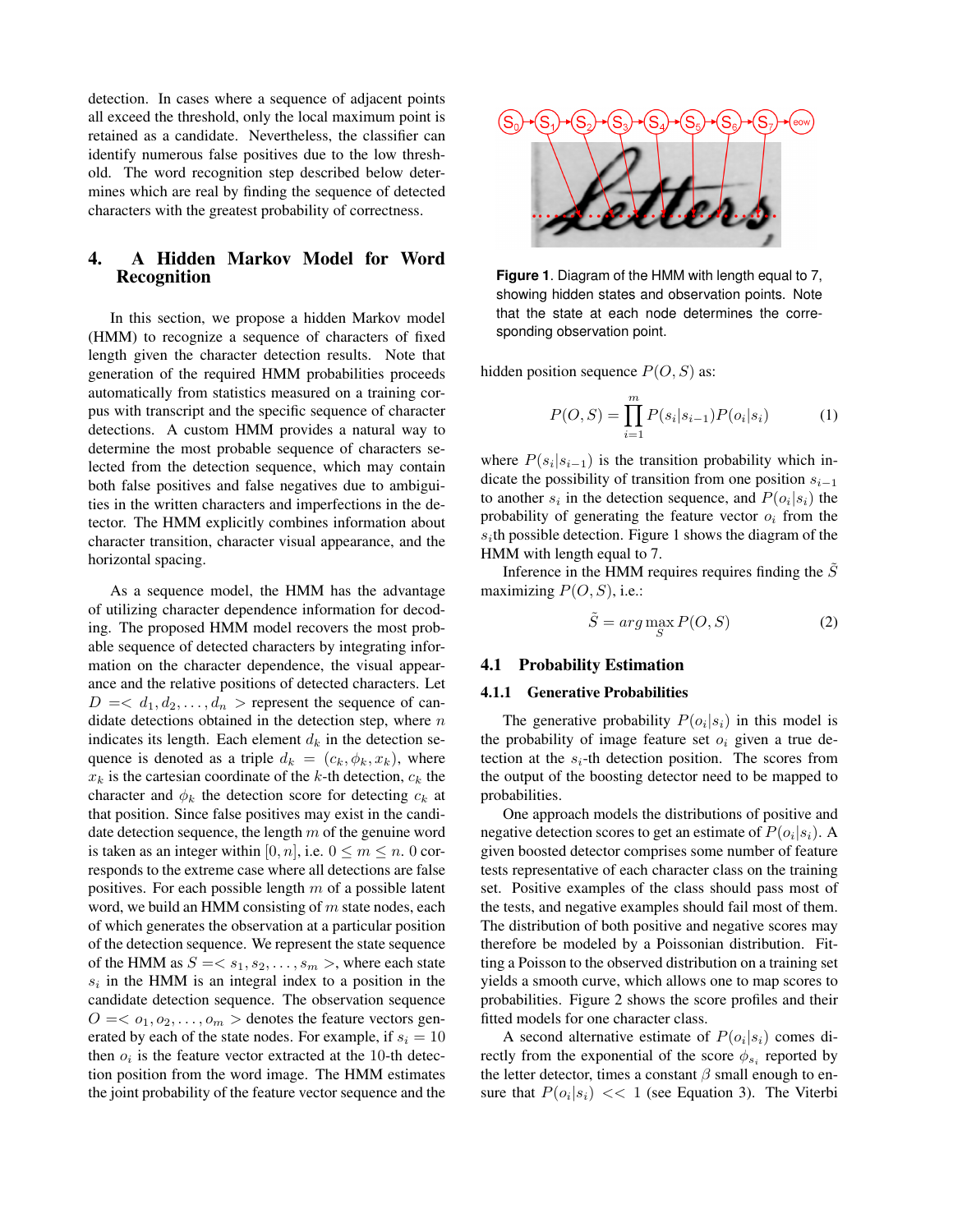detection. In cases where a sequence of adjacent points all exceed the threshold, only the local maximum point is retained as a candidate. Nevertheless, the classifier can identify numerous false positives due to the low threshold. The word recognition step described below determines which are real by finding the sequence of detected characters with the greatest probability of correctness.

## 4. A Hidden Markov Model for Word Recognition

In this section, we propose a hidden Markov model (HMM) to recognize a sequence of characters of fixed length given the character detection results. Note that generation of the required HMM probabilities proceeds automatically from statistics measured on a training corpus with transcript and the specific sequence of character detections. A custom HMM provides a natural way to determine the most probable sequence of characters selected from the detection sequence, which may contain both false positives and false negatives due to ambiguities in the written characters and imperfections in the detector. The HMM explicitly combines information about character transition, character visual appearance, and the horizontal spacing.

As a sequence model, the HMM has the advantage of utilizing character dependence information for decoding. The proposed HMM model recovers the most probable sequence of detected characters by integrating information on the character dependence, the visual appearance and the relative positions of detected characters. Let $D =< d_1, d_2, \ldots, d_n >$ represent the sequence of candidate detections obtained in the detection step, where $n$ indicates its length. Each element $d_k$ in the detection sequence is denoted as a triple $d_k = (c_k, \phi_k, x_k)$, where $x_k$ is the cartesian coordinate of the $k$-th detection, $c_k$ the character and $\phi_k$ the detection score for detecting $c_k$ at that position. Since false positives may exist in the candidate detection sequence, the length $m$ of the genuine word is taken as an integer within $[0, n]$, i.e. $0 \leq m \leq n$. 0 corresponds to the extreme case where all detections are false positives. For each possible length $m$ of a possible latent word, we build an HMM consisting of $m$ state nodes, each of which generates the observation at a particular position of the detection sequence. We represent the state sequence of the HMM as $S =< s_1, s_2, \ldots, s_m >$, where each state $s_i$ in the HMM is an integral index to a position in the candidate detection sequence. The observation sequence $O =< o_1, o_2, \ldots, o_m >$ denotes the feature vectors generated by each of the state nodes. For example, if $s_i = 10$ then $o_i$ is the feature vector extracted at the 10-th detection position from the word image. The HMM estimates the joint probability of the feature vector sequence and the

**Figure 1**. Diagram of the HMM with length equal to 7, showing hidden states and observation points. Note that the state at each node determines the corresponding observation point.

hidden position sequence $P(O, S)$ as:

$$P(O, S) = \prod_{i=1}^{m} P(s_i|s_{i-1})P(o_i|s_i) \tag{1}$$

where $P(s_i|s_{i-1})$ is the transition probability which indicate the possibility of transition from one position $s_{i-1}$ to another $s_i$ in the detection sequence, and $P(o_i|s_i)$ the probability of generating the feature vector $o_i$ from the $s_i$th possible detection. Figure 1 shows the diagram of the HMM with length equal to 7.

Inference in the HMM requires requires finding the $\tilde{S}$ maximizing $P(O, S)$, i.e.:

$$\tilde{S} = arg \max_{S} P(O, S) \tag{2}$$

### 4.1 Probability Estimation

#### 4.1.1 Generative Probabilities

The generative probability $P(o_i|s_i)$ in this model is the probability of image feature set $o_i$ given a true detection at the $s_i$-th detection position. The scores from the output of the boosting detector need to be mapped to probabilities.

One approach models the distributions of positive and negative detection scores to get an estimate of $P(o_i|s_i)$. A given boosted detector comprises some number of feature tests representative of each character class on the training set. Positive examples of the class should pass most of the tests, and negative examples should fail most of them. The distribution of both positive and negative scores may therefore be modeled by a Poissonian distribution. Fitting a Poisson to the observed distribution on a training set yields a smooth curve, which allows one to map scores to probabilities. Figure 2 shows the score profiles and their fitted models for one character class.

A second alternative estimate of $P(o_i|s_i)$ comes directly from the exponential of the score $\phi_{s_i}$ reported by the letter detector, times a constant $\beta$ small enough to ensure that $P(o_i|s_i) << 1$ (see Equation 3). The Viterbi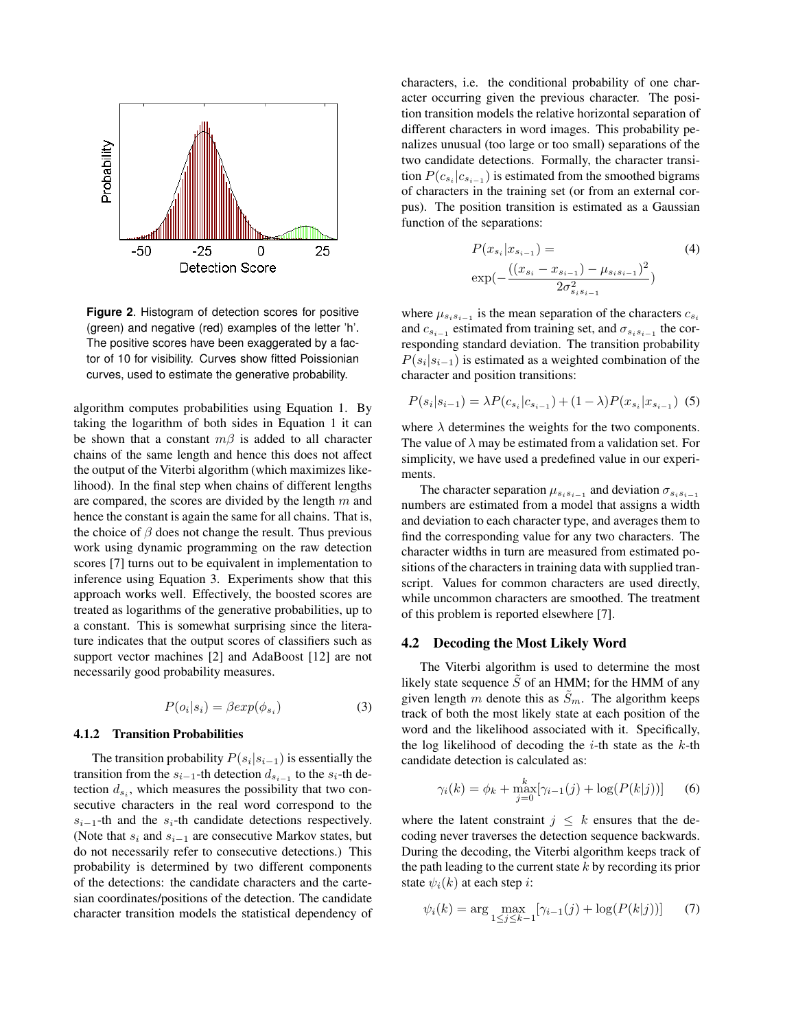**Figure 2**. Histogram of detection scores for positive (green) and negative (red) examples of the letter 'h'. The positive scores have been exaggerated by a factor of 10 for visibility. Curves show fitted Poissionian curves, used to estimate the generative probability.

algorithm computes probabilities using Equation 1. By taking the logarithm of both sides in Equation 1 it can be shown that a constant $m\beta$ is added to all character chains of the same length and hence this does not affect the output of the Viterbi algorithm (which maximizes likelihood). In the final step when chains of different lengths are compared, the scores are divided by the length $m$ and hence the constant is again the same for all chains. That is, the choice of $\beta$ does not change the result. Thus previous work using dynamic programming on the raw detection scores [7] turns out to be equivalent in implementation to inference using Equation 3. Experiments show that this approach works well. Effectively, the boosted scores are treated as logarithms of the generative probabilities, up to a constant. This is somewhat surprising since the literature indicates that the output scores of classifiers such as support vector machines [2] and AdaBoost [12] are not necessarily good probability measures.

$$P(o_i|s_i) = \beta exp(\phi_{s_i}) \tag{3}$$

#### 4.1.2 Transition Probabilities

The transition probability $P(s_i|s_{i-1})$ is essentially the transition from the $s_{i-1}$-th detection $d_{s_{i-1}}$ to the $s_i$-th detection $d_{s_i}$, which measures the possibility that two consecutive characters in the real word correspond to the $s_{i-1}$-th and the $s_i$-th candidate detections respectively. (Note that $s_i$ and $s_{i-1}$ are consecutive Markov states, but do not necessarily refer to consecutive detections.) This probability is determined by two different components of the detections: the candidate characters and the cartesian coordinates/positions of the detection. The candidate character transition models the statistical dependency of characters, i.e. the conditional probability of one character occurring given the previous character. The position transition models the relative horizontal separation of different characters in word images. This probability penalizes unusual (too large or too small) separations of the two candidate detections. Formally, the character transition $P(c_{s_i}|c_{s_{i-1}})$ is estimated from the smoothed bigrams of characters in the training set (or from an external corpus). The position transition is estimated as a Gaussian function of the separations:

$$P(x_{s_i}|x_{s_{i-1}}) = \exp\left(-\frac{((x_{s_i} - x_{s_{i-1}}) - \mu_{s_i s_{i-1}})^2}{2\sigma^2_{s_i s_{i-1}}}\right) \tag{4}$$

where $\mu_{s_i s_{i-1}}$ is the mean separation of the characters $c_{s_i}$ and $c_{s_{i-1}}$ estimated from training set, and $\sigma_{s_i s_{i-1}}$ the corresponding standard deviation. The transition probability $P(s_i|s_{i-1})$ is estimated as a weighted combination of the character and position transitions:

$$P(s_i|s_{i-1}) = \lambda P(c_{s_i}|c_{s_{i-1}}) + (1-\lambda)P(x_{s_i}|x_{s_{i-1}}) \tag{5}$$

where $\lambda$ determines the weights for the two components. The value of $\lambda$ may be estimated from a validation set. For simplicity, we have used a predefined value in our experiments.

The character separation $\mu_{s_i s_{i-1}}$ and deviation $\sigma_{s_i s_{i-1}}$ numbers are estimated from a model that assigns a width and deviation to each character type, and averages them to find the corresponding value for any two characters. The character widths in turn are measured from estimated positions of the characters in training data with supplied transcript. Values for common characters are used directly, while uncommon characters are smoothed. The treatment of this problem is reported elsewhere [7].

### 4.2 Decoding the Most Likely Word

The Viterbi algorithm is used to determine the most likely state sequence $\tilde{S}$ of an HMM; for the HMM of any given length $m$ denote this as $\tilde{S}_m$. The algorithm keeps track of both the most likely state at each position of the word and the likelihood associated with it. Specifically, the log likelihood of decoding the $i$-th state as the $k$-th candidate detection is calculated as:

$$\gamma_i(k) = \phi_k + \max_{j=0}^{k}[\gamma_{i-1}(j) + \log(P(k|j))] \tag{6}$$

where the latent constraint $j \leq k$ ensures that the decoding never traverses the detection sequence backwards. During the decoding, the Viterbi algorithm keeps track of the path leading to the current state $k$ by recording its prior state $\psi_i(k)$ at each step $i$:

$$\psi_i(k) = \arg\max_{1 \leq j \leq k-1}[\gamma_{i-1}(j) + \log(P(k|j))] \tag{7}$$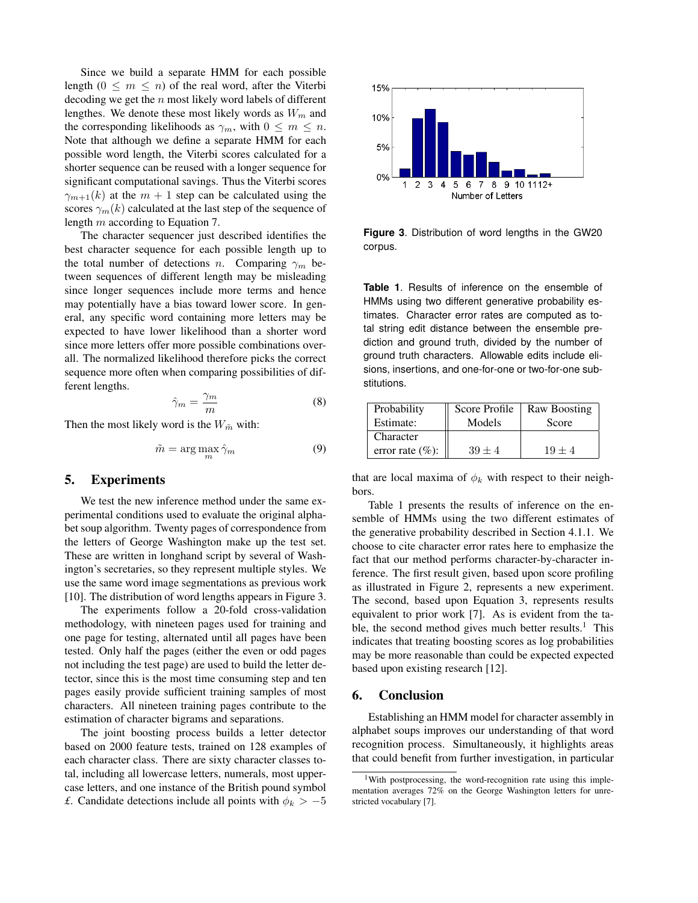Since we build a separate HMM for each possible length ($0 \leq m \leq n$) of the real word, after the Viterbi decoding we get the $n$ most likely word labels of different lengthes. We denote these most likely words as $W_m$ and the corresponding likelihoods as $\gamma_m$, with $0 \leq m \leq n$. Note that although we define a separate HMM for each possible word length, the Viterbi scores calculated for a shorter sequence can be reused with a longer sequence for significant computational savings. Thus the Viterbi scores $\gamma_{m+1}(k)$ at the $m+1$ step can be calculated using the scores $\gamma_m(k)$ calculated at the last step of the sequence of length $m$ according to Equation 7.

The character sequencer just described identifies the best character sequence for each possible length up to the total number of detections $n$. Comparing $\gamma_m$ between sequences of different length may be misleading since longer sequences include more terms and hence may potentially have a bias toward lower score. In general, any specific word containing more letters may be expected to have lower likelihood than a shorter word since more letters offer more possible combinations overall. The normalized likelihood therefore picks the correct sequence more often when comparing possibilities of different lengths.

$$\hat{\gamma}_m = \frac{\gamma_m}{m} \tag{8}$$

Then the most likely word is the $W_{\tilde{m}}$ with:

$$\tilde{m} = \arg\max_m \hat{\gamma}_m \tag{9}$$

## 5. Experiments

We test the new inference method under the same experimental conditions used to evaluate the original alphabet soup algorithm. Twenty pages of correspondence from the letters of George Washington make up the test set. These are written in longhand script by several of Washington's secretaries, so they represent multiple styles. We use the same word image segmentations as previous work [10]. The distribution of word lengths appears in Figure 3.

The experiments follow a 20-fold cross-validation methodology, with nineteen pages used for training and one page for testing, alternated until all pages have been tested. Only half the pages (either the even or odd pages not including the test page) are used to build the letter detector, since this is the most time consuming step and ten pages easily provide sufficient training samples of most characters. All nineteen training pages contribute to the estimation of character bigrams and separations.

The joint boosting process builds a letter detector based on 2000 feature tests, trained on 128 examples of each character class. There are sixty character classes total, including all lowercase letters, numerals, most uppercase letters, and one instance of the British pound symbol £. Candidate detections include all points with $\phi_k > -5$ that are local maxima of $\phi_k$ with respect to their neighbors.

**Figure 3**. Distribution of word lengths in the GW20 corpus.

**Table 1**. Results of inference on the ensemble of HMMs using two different generative probability estimates. Character error rates are computed as total string edit distance between the ensemble prediction and ground truth, divided by the number of ground truth characters. Allowable edits include elisions, insertions, and one-for-one or two-for-one substitutions.

| Probability Estimate: | Score Profile Models | Raw Boosting Score |
|---|---|---|
| Character error rate (%): | $39 \pm 4$ | $19 \pm 4$ |

Table 1 presents the results of inference on the ensemble of HMMs using the two different estimates of the generative probability described in Section 4.1.1. We choose to cite character error rates here to emphasize the fact that our method performs character-by-character inference. The first result given, based upon score profiling as illustrated in Figure 2, represents a new experiment. The second, based upon Equation 3, represents results equivalent to prior work [7]. As is evident from the table, the second method gives much better results.[1] This indicates that treating boosting scores as log probabilities may be more reasonable than could be expected expected based upon existing research [12].

## 6. Conclusion

Establishing an HMM model for character assembly in alphabet soups improves our understanding of that word recognition process. Simultaneously, it highlights areas that could benefit from further investigation, in particular

[1] With postprocessing, the word-recognition rate using this implementation averages 72% on the George Washington letters for unrestricted vocabulary [7].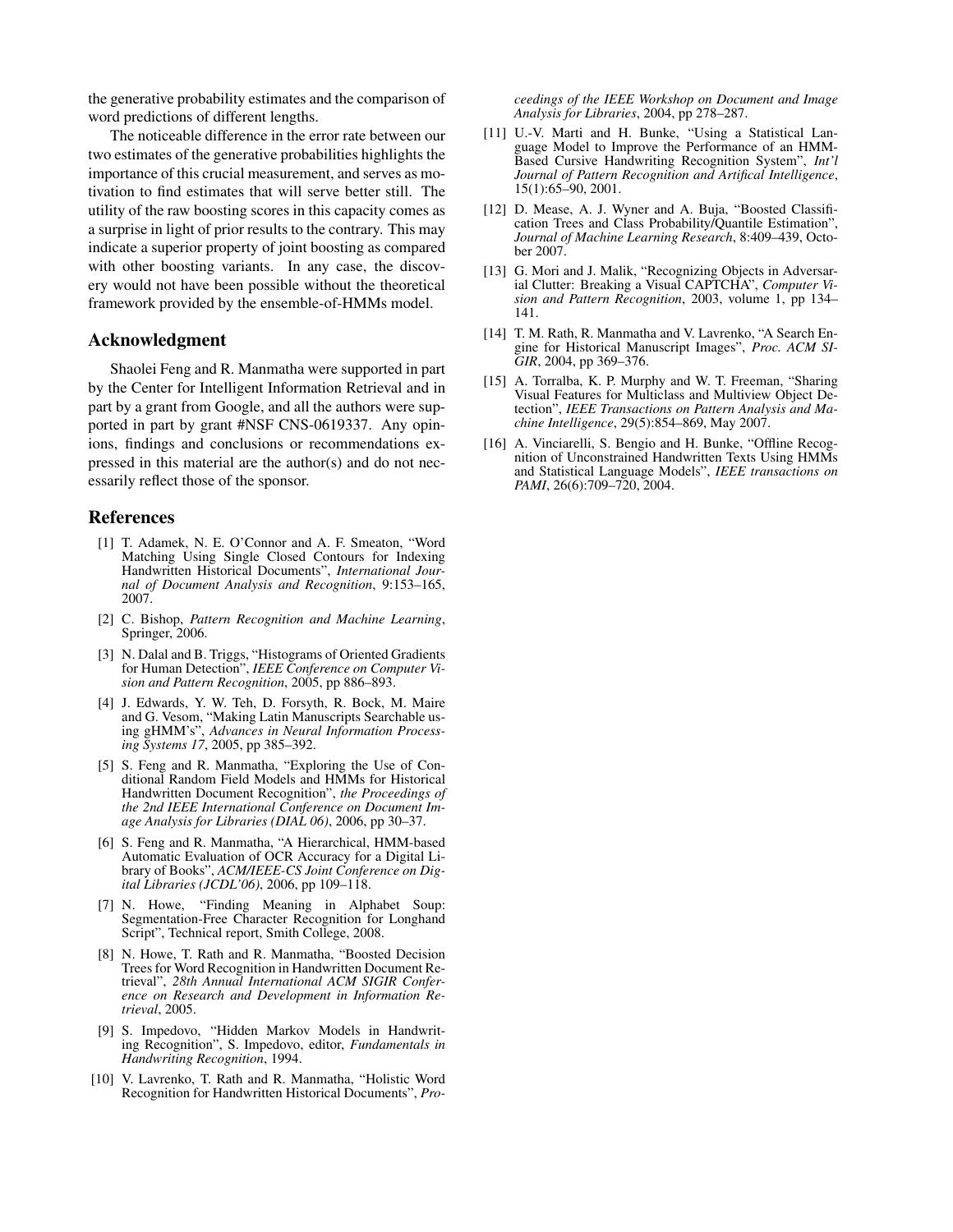the generative probability estimates and the comparison of word predictions of different lengths.

The noticeable difference in the error rate between our two estimates of the generative probabilities highlights the importance of this crucial measurement, and serves as motivation to find estimates that will serve better still. The utility of the raw boosting scores in this capacity comes as a surprise in light of prior results to the contrary. This may indicate a superior property of joint boosting as compared with other boosting variants. In any case, the discovery would not have been possible without the theoretical framework provided by the ensemble-of-HMMs model.

## Acknowledgment

Shaolei Feng and R. Manmatha were supported in part by the Center for Intelligent Information Retrieval and in part by a grant from Google, and all the authors were supported in part by grant #NSF CNS-0619337. Any opinions, findings and conclusions or recommendations expressed in this material are the author(s) and do not necessarily reflect those of the sponsor.

## References

[1] T. Adamek, N. E. O'Connor and A. F. Smeaton, "Word Matching Using Single Closed Contours for Indexing Handwritten Historical Documents", *International Journal of Document Analysis and Recognition*, 9:153–165, 2007.

[2] C. Bishop, *Pattern Recognition and Machine Learning*, Springer, 2006.

[3] N. Dalal and B. Triggs, "Histograms of Oriented Gradients for Human Detection", *IEEE Conference on Computer Vision and Pattern Recognition*, 2005, pp 886–893.

[4] J. Edwards, Y. W. Teh, D. Forsyth, R. Bock, M. Maire and G. Vesom, "Making Latin Manuscripts Searchable using gHMM's", *Advances in Neural Information Processing Systems 17*, 2005, pp 385–392.

[5] S. Feng and R. Manmatha, "Exploring the Use of Conditional Random Field Models and HMMs for Historical Handwritten Document Recognition", *the Proceedings of the 2nd IEEE International Conference on Document Image Analysis for Libraries (DIAL 06)*, 2006, pp 30–37.

[6] S. Feng and R. Manmatha, "A Hierarchical, HMM-based Automatic Evaluation of OCR Accuracy for a Digital Library of Books", *ACM/IEEE-CS Joint Conference on Digital Libraries (JCDL'06)*, 2006, pp 109–118.

[7] N. Howe, "Finding Meaning in Alphabet Soup: Segmentation-Free Character Recognition for Longhand Script", Technical report, Smith College, 2008.

[8] N. Howe, T. Rath and R. Manmatha, "Boosted Decision Trees for Word Recognition in Handwritten Document Retrieval", *28th Annual International ACM SIGIR Conference on Research and Development in Information Retrieval*, 2005.

[9] S. Impedovo, "Hidden Markov Models in Handwriting Recognition", S. Impedovo, editor, *Fundamentals in Handwriting Recognition*, 1994.

[10] V. Lavrenko, T. Rath and R. Manmatha, "Holistic Word Recognition for Handwritten Historical Documents", *Proceedings of the IEEE Workshop on Document and Image Analysis for Libraries*, 2004, pp 278–287.

[11] U.-V. Marti and H. Bunke, "Using a Statistical Language Model to Improve the Performance of an HMM-Based Cursive Handwriting Recognition System", *Int'l Journal of Pattern Recognition and Artifical Intelligence*, 15(1):65–90, 2001.

[12] D. Mease, A. J. Wyner and A. Buja, "Boosted Classification Trees and Class Probability/Quantile Estimation", *Journal of Machine Learning Research*, 8:409–439, October 2007.

[13] G. Mori and J. Malik, "Recognizing Objects in Adversarial Clutter: Breaking a Visual CAPTCHA", *Computer Vision and Pattern Recognition*, 2003, volume 1, pp 134–141.

[14] T. M. Rath, R. Manmatha and V. Lavrenko, "A Search Engine for Historical Manuscript Images", *Proc. ACM SIGIR*, 2004, pp 369–376.

[15] A. Torralba, K. P. Murphy and W. T. Freeman, "Sharing Visual Features for Multiclass and Multiview Object Detection", *IEEE Transactions on Pattern Analysis and Machine Intelligence*, 29(5):854–869, May 2007.

[16] A. Vinciarelli, S. Bengio and H. Bunke, "Offline Recognition of Unconstrained Handwritten Texts Using HMMs and Statistical Language Models", *IEEE transactions on PAMI*, 26(6):709–720, 2004.